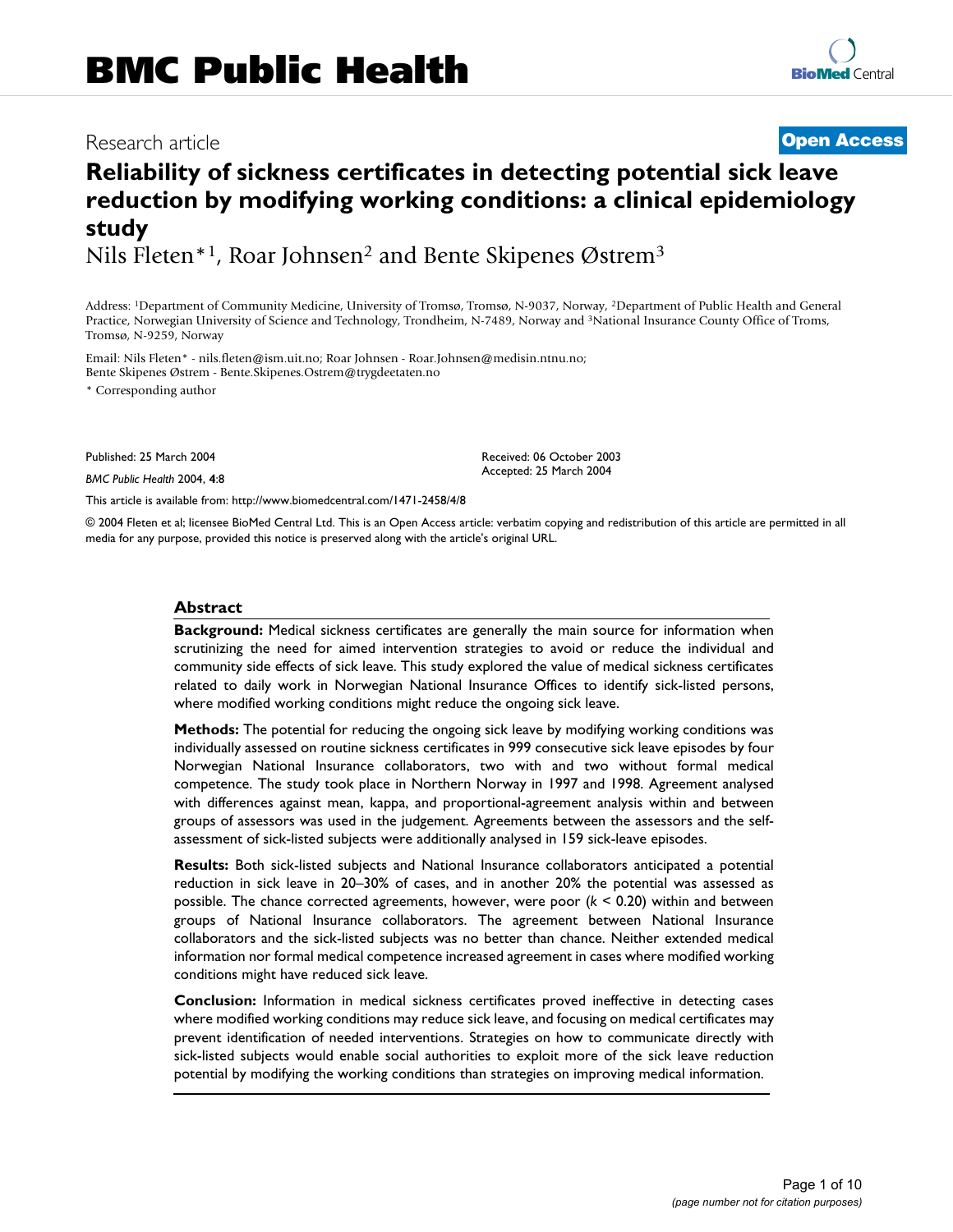# BMC Public Health

Research article

**Open Access**

# Reliability of sickness certificates in detecting potential sick leave reduction by modifying working conditions: a clinical epidemiology study

Nils Fleten*[1], Roar Johnsen[2] and Bente Skipenes Østrem[3]

Address: [1]Department of Community Medicine, University of Tromsø, Tromsø, N-9037, Norway, [2]Department of Public Health and General Practice, Norwegian University of Science and Technology, Trondheim, N-7489, Norway and [3]National Insurance County Office of Troms, Tromsø, N-9259, Norway

Email: Nils Fleten* - nils.fleten@ism.uit.no; Roar Johnsen - Roar.Johnsen@medisin.ntnu.no; Bente Skipenes Østrem - Bente.Skipenes.Ostrem@trygdeetaten.no

\* Corresponding author

Published: 25 March 2004

*BMC Public Health* 2004, **4**:8

Received: 06 October 2003
Accepted: 25 March 2004

This article is available from: http://www.biomedcentral.com/1471-2458/4/8

© 2004 Fleten et al; licensee BioMed Central Ltd. This is an Open Access article: verbatim copying and redistribution of this article are permitted in all media for any purpose, provided this notice is preserved along with the article's original URL.

## Abstract

**Background:** Medical sickness certificates are generally the main source for information when scrutinizing the need for aimed intervention strategies to avoid or reduce the individual and community side effects of sick leave. This study explored the value of medical sickness certificates related to daily work in Norwegian National Insurance Offices to identify sick-listed persons, where modified working conditions might reduce the ongoing sick leave.

**Methods:** The potential for reducing the ongoing sick leave by modifying working conditions was individually assessed on routine sickness certificates in 999 consecutive sick leave episodes by four Norwegian National Insurance collaborators, two with and two without formal medical competence. The study took place in Northern Norway in 1997 and 1998. Agreement analysed with differences against mean, kappa, and proportional-agreement analysis within and between groups of assessors was used in the judgement. Agreements between the assessors and the self-assessment of sick-listed subjects were additionally analysed in 159 sick-leave episodes.

**Results:** Both sick-listed subjects and National Insurance collaborators anticipated a potential reduction in sick leave in 20–30% of cases, and in another 20% the potential was assessed as possible. The chance corrected agreements, however, were poor ($k < 0.20$) within and between groups of National Insurance collaborators. The agreement between National Insurance collaborators and the sick-listed subjects was no better than chance. Neither extended medical information nor formal medical competence increased agreement in cases where modified working conditions might have reduced sick leave.

**Conclusion:** Information in medical sickness certificates proved ineffective in detecting cases where modified working conditions may reduce sick leave, and focusing on medical certificates may prevent identification of needed interventions. Strategies on how to communicate directly with sick-listed subjects would enable social authorities to exploit more of the sick leave reduction potential by modifying the working conditions than strategies on improving medical information.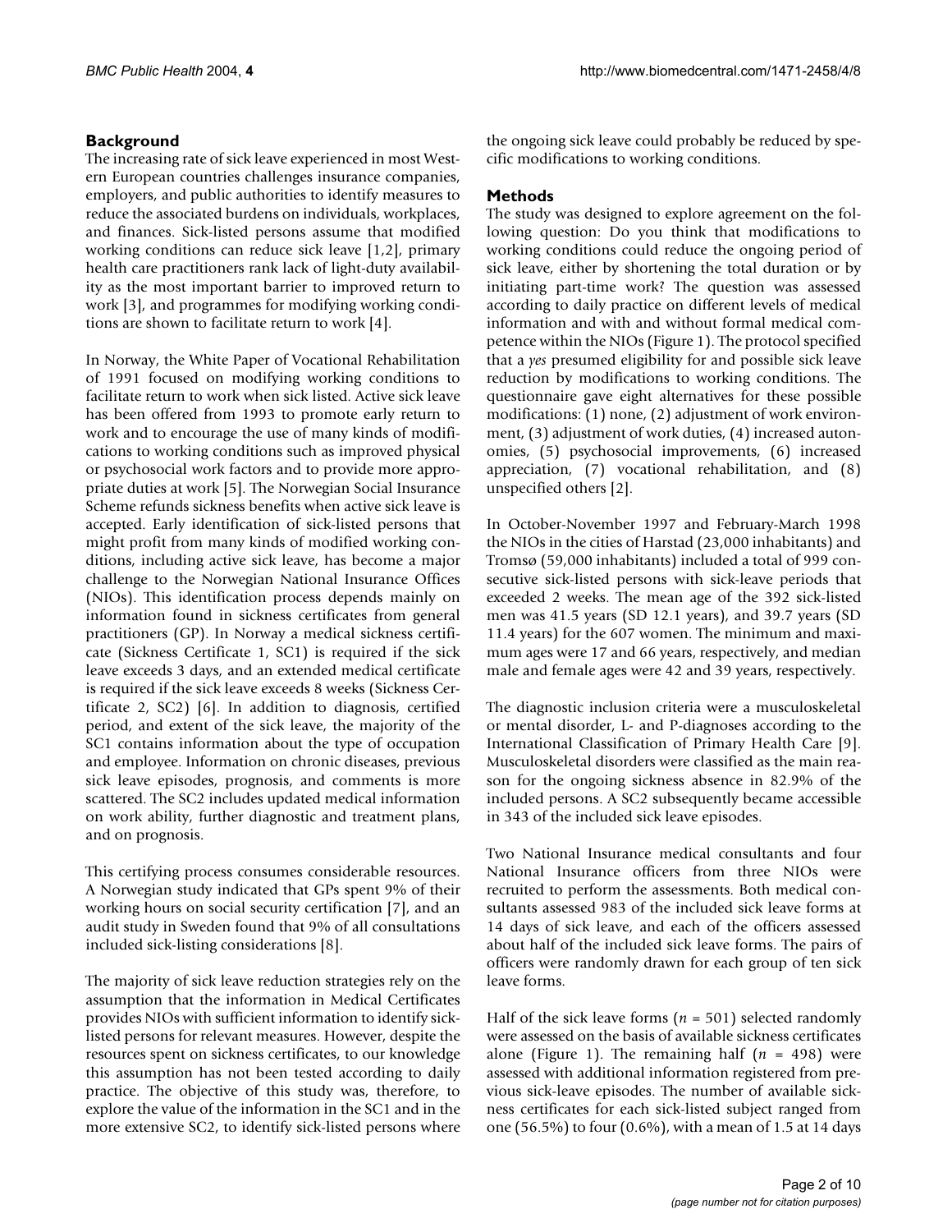## Background

The increasing rate of sick leave experienced in most Western European countries challenges insurance companies, employers, and public authorities to identify measures to reduce the associated burdens on individuals, workplaces, and finances. Sick-listed persons assume that modified working conditions can reduce sick leave [1,2], primary health care practitioners rank lack of light-duty availability as the most important barrier to improved return to work [3], and programmes for modifying working conditions are shown to facilitate return to work [4].

In Norway, the White Paper of Vocational Rehabilitation of 1991 focused on modifying working conditions to facilitate return to work when sick listed. Active sick leave has been offered from 1993 to promote early return to work and to encourage the use of many kinds of modifications to working conditions such as improved physical or psychosocial work factors and to provide more appropriate duties at work [5]. The Norwegian Social Insurance Scheme refunds sickness benefits when active sick leave is accepted. Early identification of sick-listed persons that might profit from many kinds of modified working conditions, including active sick leave, has become a major challenge to the Norwegian National Insurance Offices (NIOs). This identification process depends mainly on information found in sickness certificates from general practitioners (GP). In Norway a medical sickness certificate (Sickness Certificate 1, SC1) is required if the sick leave exceeds 3 days, and an extended medical certificate is required if the sick leave exceeds 8 weeks (Sickness Certificate 2, SC2) [6]. In addition to diagnosis, certified period, and extent of the sick leave, the majority of the SC1 contains information about the type of occupation and employee. Information on chronic diseases, previous sick leave episodes, prognosis, and comments is more scattered. The SC2 includes updated medical information on work ability, further diagnostic and treatment plans, and on prognosis.

This certifying process consumes considerable resources. A Norwegian study indicated that GPs spent 9% of their working hours on social security certification [7], and an audit study in Sweden found that 9% of all consultations included sick-listing considerations [8].

The majority of sick leave reduction strategies rely on the assumption that the information in Medical Certificates provides NIOs with sufficient information to identify sick-listed persons for relevant measures. However, despite the resources spent on sickness certificates, to our knowledge this assumption has not been tested according to daily practice. The objective of this study was, therefore, to explore the value of the information in the SC1 and in the more extensive SC2, to identify sick-listed persons where the ongoing sick leave could probably be reduced by specific modifications to working conditions.

## Methods

The study was designed to explore agreement on the following question: Do you think that modifications to working conditions could reduce the ongoing period of sick leave, either by shortening the total duration or by initiating part-time work? The question was assessed according to daily practice on different levels of medical information and with and without formal medical competence within the NIOs (Figure 1). The protocol specified that a *yes* presumed eligibility for and possible sick leave reduction by modifications to working conditions. The questionnaire gave eight alternatives for these possible modifications: (1) none, (2) adjustment of work environment, (3) adjustment of work duties, (4) increased autonomies, (5) psychosocial improvements, (6) increased appreciation, (7) vocational rehabilitation, and (8) unspecified others [2].

In October-November 1997 and February-March 1998 the NIOs in the cities of Harstad (23,000 inhabitants) and Tromsø (59,000 inhabitants) included a total of 999 consecutive sick-listed persons with sick-leave periods that exceeded 2 weeks. The mean age of the 392 sick-listed men was 41.5 years (SD 12.1 years), and 39.7 years (SD 11.4 years) for the 607 women. The minimum and maximum ages were 17 and 66 years, respectively, and median male and female ages were 42 and 39 years, respectively.

The diagnostic inclusion criteria were a musculoskeletal or mental disorder, L- and P-diagnoses according to the International Classification of Primary Health Care [9]. Musculoskeletal disorders were classified as the main reason for the ongoing sickness absence in 82.9% of the included persons. A SC2 subsequently became accessible in 343 of the included sick leave episodes.

Two National Insurance medical consultants and four National Insurance officers from three NIOs were recruited to perform the assessments. Both medical consultants assessed 983 of the included sick leave forms at 14 days of sick leave, and each of the officers assessed about half of the included sick leave forms. The pairs of officers were randomly drawn for each group of ten sick leave forms.

Half of the sick leave forms ($n$ = 501) selected randomly were assessed on the basis of available sickness certificates alone (Figure 1). The remaining half ($n$ = 498) were assessed with additional information registered from previous sick-leave episodes. The number of available sickness certificates for each sick-listed subject ranged from one (56.5%) to four (0.6%), with a mean of 1.5 at 14 days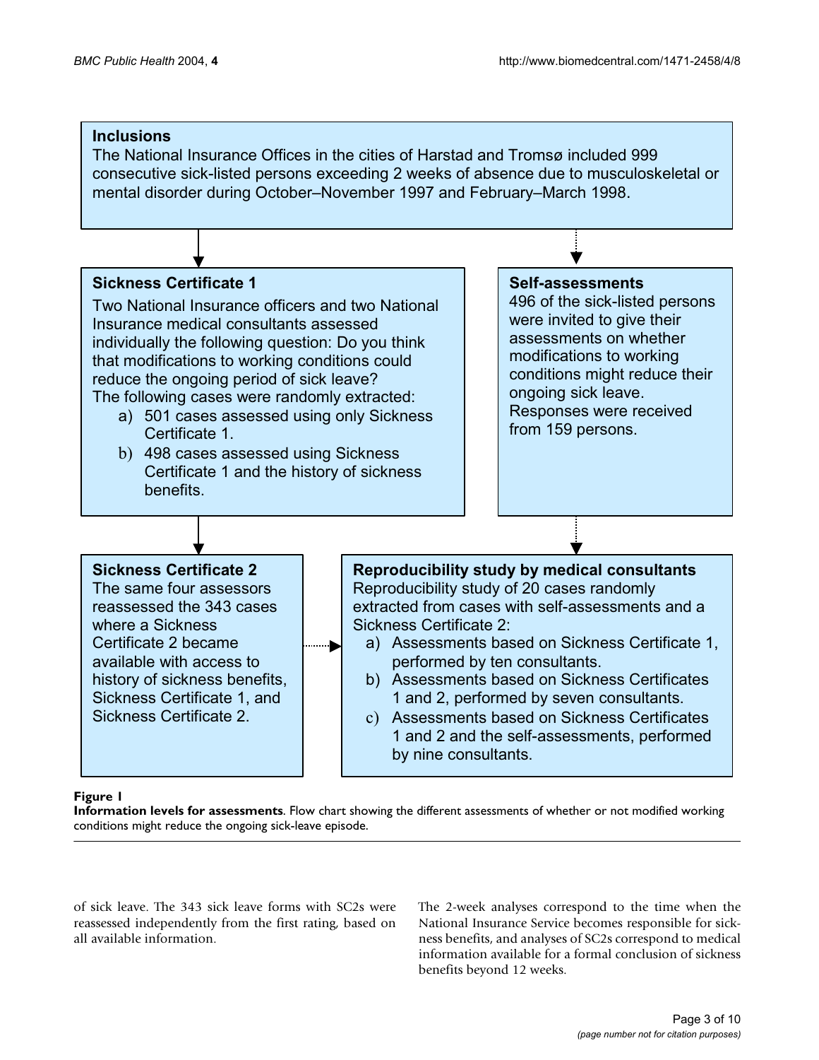**Inclusions**

The National Insurance Offices in the cities of Harstad and Tromsø included 999 consecutive sick-listed persons exceeding 2 weeks of absence due to musculoskeletal or mental disorder during October–November 1997 and February–March 1998.

**Sickness Certificate 1**

Two National Insurance officers and two National Insurance medical consultants assessed individually the following question: Do you think that modifications to working conditions could reduce the ongoing period of sick leave?

The following cases were randomly extracted:

a) 501 cases assessed using only Sickness Certificate 1.

b) 498 cases assessed using Sickness Certificate 1 and the history of sickness benefits.

**Self-assessments**

496 of the sick-listed persons were invited to give their assessments on whether modifications to working conditions might reduce their ongoing sick leave. Responses were received from 159 persons.

**Sickness Certificate 2**

The same four assessors reassessed the 343 cases where a Sickness Certificate 2 became available with access to history of sickness benefits, Sickness Certificate 1, and Sickness Certificate 2.

**Reproducibility study by medical consultants**

Reproducibility study of 20 cases randomly extracted from cases with self-assessments and a Sickness Certificate 2:

a) Assessments based on Sickness Certificate 1, performed by ten consultants.

b) Assessments based on Sickness Certificates 1 and 2, performed by seven consultants.

c) Assessments based on Sickness Certificates 1 and 2 and the self-assessments, performed by nine consultants.

**Figure 1**

**Information levels for assessments**. Flow chart showing the different assessments of whether or not modified working conditions might reduce the ongoing sick-leave episode.

of sick leave. The 343 sick leave forms with SC2s were reassessed independently from the first rating, based on all available information.

The 2-week analyses correspond to the time when the National Insurance Service becomes responsible for sickness benefits, and analyses of SC2s correspond to medical information available for a formal conclusion of sickness benefits beyond 12 weeks.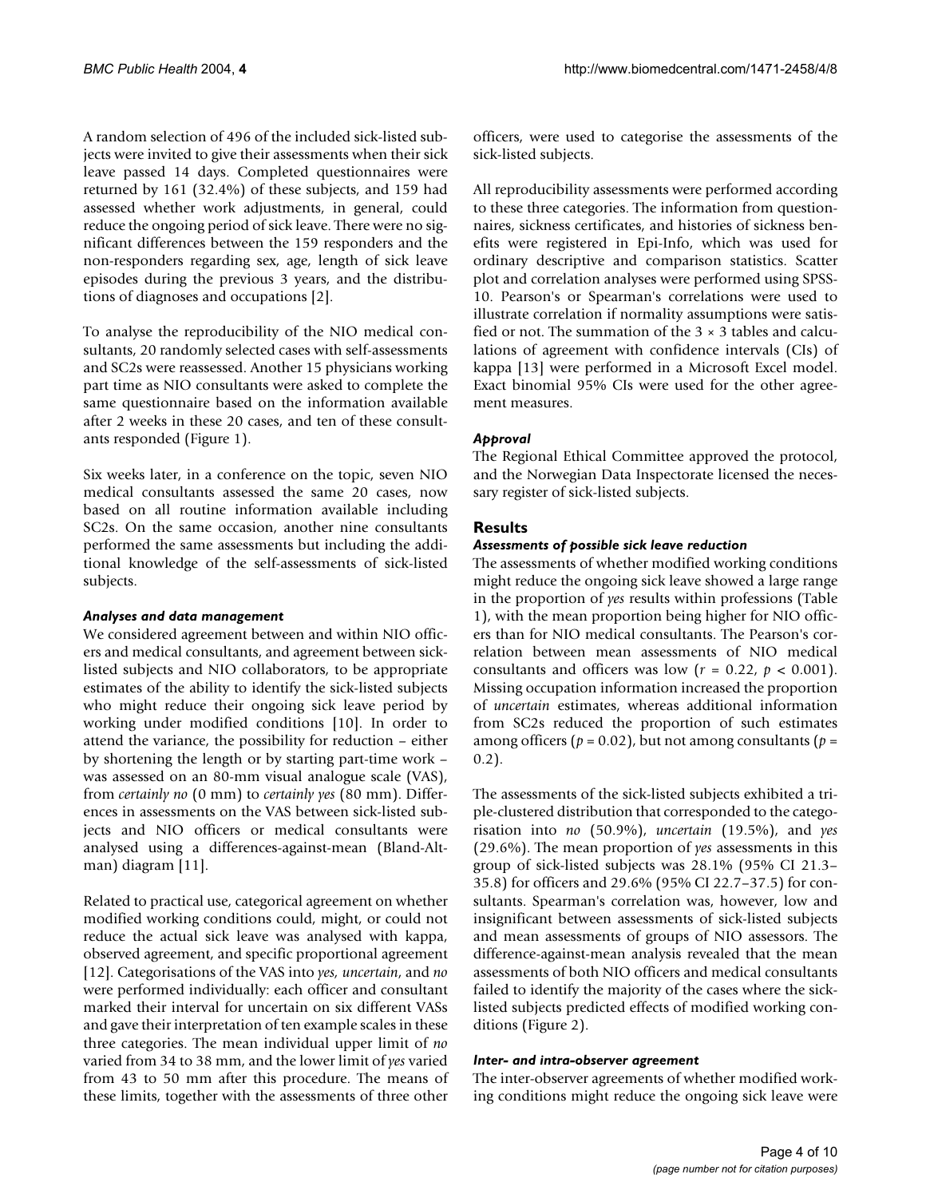A random selection of 496 of the included sick-listed subjects were invited to give their assessments when their sick leave passed 14 days. Completed questionnaires were returned by 161 (32.4%) of these subjects, and 159 had assessed whether work adjustments, in general, could reduce the ongoing period of sick leave. There were no significant differences between the 159 responders and the non-responders regarding sex, age, length of sick leave episodes during the previous 3 years, and the distributions of diagnoses and occupations [2].

To analyse the reproducibility of the NIO medical consultants, 20 randomly selected cases with self-assessments and SC2s were reassessed. Another 15 physicians working part time as NIO consultants were asked to complete the same questionnaire based on the information available after 2 weeks in these 20 cases, and ten of these consultants responded (Figure 1).

Six weeks later, in a conference on the topic, seven NIO medical consultants assessed the same 20 cases, now based on all routine information available including SC2s. On the same occasion, another nine consultants performed the same assessments but including the additional knowledge of the self-assessments of sick-listed subjects.

### *Analyses and data management*

We considered agreement between and within NIO officers and medical consultants, and agreement between sick-listed subjects and NIO collaborators, to be appropriate estimates of the ability to identify the sick-listed subjects who might reduce their ongoing sick leave period by working under modified conditions [10]. In order to attend the variance, the possibility for reduction – either by shortening the length or by starting part-time work – was assessed on an 80-mm visual analogue scale (VAS), from *certainly no* (0 mm) to *certainly yes* (80 mm). Differences in assessments on the VAS between sick-listed subjects and NIO officers or medical consultants were analysed using a differences-against-mean (Bland-Altman) diagram [11].

Related to practical use, categorical agreement on whether modified working conditions could, might, or could not reduce the actual sick leave was analysed with kappa, observed agreement, and specific proportional agreement [12]. Categorisations of the VAS into *yes*, *uncertain*, and *no* were performed individually: each officer and consultant marked their interval for uncertain on six different VASs and gave their interpretation of ten example scales in these three categories. The mean individual upper limit of *no* varied from 34 to 38 mm, and the lower limit of *yes* varied from 43 to 50 mm after this procedure. The means of these limits, together with the assessments of three other officers, were used to categorise the assessments of the sick-listed subjects.

All reproducibility assessments were performed according to these three categories. The information from questionnaires, sickness certificates, and histories of sickness benefits were registered in Epi-Info, which was used for ordinary descriptive and comparison statistics. Scatter plot and correlation analyses were performed using SPSS-10. Pearson's or Spearman's correlations were used to illustrate correlation if normality assumptions were satisfied or not. The summation of the $3 \times 3$ tables and calculations of agreement with confidence intervals (CIs) of kappa [13] were performed in a Microsoft Excel model. Exact binomial 95% CIs were used for the other agreement measures.

### *Approval*

The Regional Ethical Committee approved the protocol, and the Norwegian Data Inspectorate licensed the necessary register of sick-listed subjects.

## Results

### *Assessments of possible sick leave reduction*

The assessments of whether modified working conditions might reduce the ongoing sick leave showed a large range in the proportion of *yes* results within professions (Table 1), with the mean proportion being higher for NIO officers than for NIO medical consultants. The Pearson's correlation between mean assessments of NIO medical consultants and officers was low ($r = 0.22$, $p < 0.001$). Missing occupation information increased the proportion of *uncertain* estimates, whereas additional information from SC2s reduced the proportion of such estimates among officers ($p = 0.02$), but not among consultants ($p = 0.2$).

The assessments of the sick-listed subjects exhibited a triple-clustered distribution that corresponded to the categorisation into *no* (50.9%), *uncertain* (19.5%), and *yes* (29.6%). The mean proportion of *yes* assessments in this group of sick-listed subjects was 28.1% (95% CI 21.3–35.8) for officers and 29.6% (95% CI 22.7–37.5) for consultants. Spearman's correlation was, however, low and insignificant between assessments of sick-listed subjects and mean assessments of groups of NIO assessors. The difference-against-mean analysis revealed that the mean assessments of both NIO officers and medical consultants failed to identify the majority of the cases where the sick-listed subjects predicted effects of modified working conditions (Figure 2).

### *Inter- and intra-observer agreement*

The inter-observer agreements of whether modified working conditions might reduce the ongoing sick leave were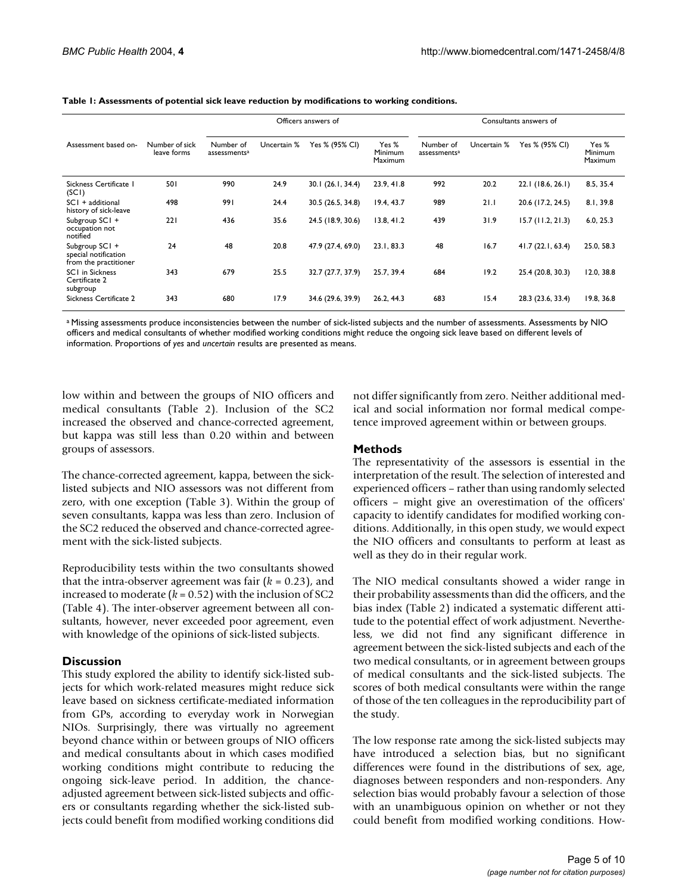**Table 1: Assessments of potential sick leave reduction by modifications to working conditions.**

| Assessment based on- | Number of sick leave forms | Officers answers of | | | | Consultants answers of | | | |
|---|---|---|---|---|---|---|---|---|---|
| | | Number of assessments[a] | Uncertain % | Yes % (95% CI) | Yes % Minimum Maximum | Number of assessments[a] | Uncertain % | Yes % (95% CI) | Yes % Minimum Maximum |
| Sickness Certificate 1 (SC1) | 501 | 990 | 24.9 | 30.1 (26.1, 34.4) | 23.9, 41.8 | 992 | 20.2 | 22.1 (18.6, 26.1) | 8.5, 35.4 |
| SC1 + additional history of sick-leave | 498 | 991 | 24.4 | 30.5 (26.5, 34.8) | 19.4, 43.7 | 989 | 21.1 | 20.6 (17.2, 24.5) | 8.1, 39.8 |
| Subgroup SC1 + occupation not notified | 221 | 436 | 35.6 | 24.5 (18.9, 30.6) | 13.8, 41.2 | 439 | 31.9 | 15.7 (11.2, 21.3) | 6.0, 25.3 |
| Subgroup SC1 + special notification from the practitioner | 24 | 48 | 20.8 | 47.9 (27.4, 69.0) | 23.1, 83.3 | 48 | 16.7 | 41.7 (22.1, 63.4) | 25.0, 58.3 |
| SC1 in Sickness Certificate 2 subgroup | 343 | 679 | 25.5 | 32.7 (27.7, 37.9) | 25.7, 39.4 | 684 | 19.2 | 25.4 (20.8, 30.3) | 12.0, 38.8 |
| Sickness Certificate 2 | 343 | 680 | 17.9 | 34.6 (29.6, 39.9) | 26.2, 44.3 | 683 | 15.4 | 28.3 (23.6, 33.4) | 19.8, 36.8 |

[a] Missing assessments produce inconsistencies between the number of sick-listed subjects and the number of assessments. Assessments by NIO officers and medical consultants of whether modified working conditions might reduce the ongoing sick leave based on different levels of information. Proportions of *yes* and *uncertain* results are presented as means.

low within and between the groups of NIO officers and medical consultants (Table 2). Inclusion of the SC2 increased the observed and chance-corrected agreement, but kappa was still less than 0.20 within and between groups of assessors.

The chance-corrected agreement, kappa, between the sick-listed subjects and NIO assessors was not different from zero, with one exception (Table 3). Within the group of seven consultants, kappa was less than zero. Inclusion of the SC2 reduced the observed and chance-corrected agreement with the sick-listed subjects.

Reproducibility tests within the two consultants showed that the intra-observer agreement was fair ($k = 0.23$), and increased to moderate ($k = 0.52$) with the inclusion of SC2 (Table 4). The inter-observer agreement between all consultants, however, never exceeded poor agreement, even with knowledge of the opinions of sick-listed subjects.

## Discussion

This study explored the ability to identify sick-listed subjects for which work-related measures might reduce sick leave based on sickness certificate-mediated information from GPs, according to everyday work in Norwegian NIOs. Surprisingly, there was virtually no agreement beyond chance within or between groups of NIO officers and medical consultants about in which cases modified working conditions might contribute to reducing the ongoing sick-leave period. In addition, the chance-adjusted agreement between sick-listed subjects and officers or consultants regarding whether the sick-listed subjects could benefit from modified working conditions did not differ significantly from zero. Neither additional medical and social information nor formal medical competence improved agreement within or between groups.

### Methods

The representativity of the assessors is essential in the interpretation of the result. The selection of interested and experienced officers – rather than using randomly selected officers – might give an overestimation of the officers' capacity to identify candidates for modified working conditions. Additionally, in this open study, we would expect the NIO officers and consultants to perform at least as well as they do in their regular work.

The NIO medical consultants showed a wider range in their probability assessments than did the officers, and the bias index (Table 2) indicated a systematic different attitude to the potential effect of work adjustment. Nevertheless, we did not find any significant difference in agreement between the sick-listed subjects and each of the two medical consultants, or in agreement between groups of medical consultants and the sick-listed subjects. The scores of both medical consultants were within the range of those of the ten colleagues in the reproducibility part of the study.

The low response rate among the sick-listed subjects may have introduced a selection bias, but no significant differences were found in the distributions of sex, age, diagnoses between responders and non-responders. Any selection bias would probably favour a selection of those with an unambiguous opinion on whether or not they could benefit from modified working conditions. How-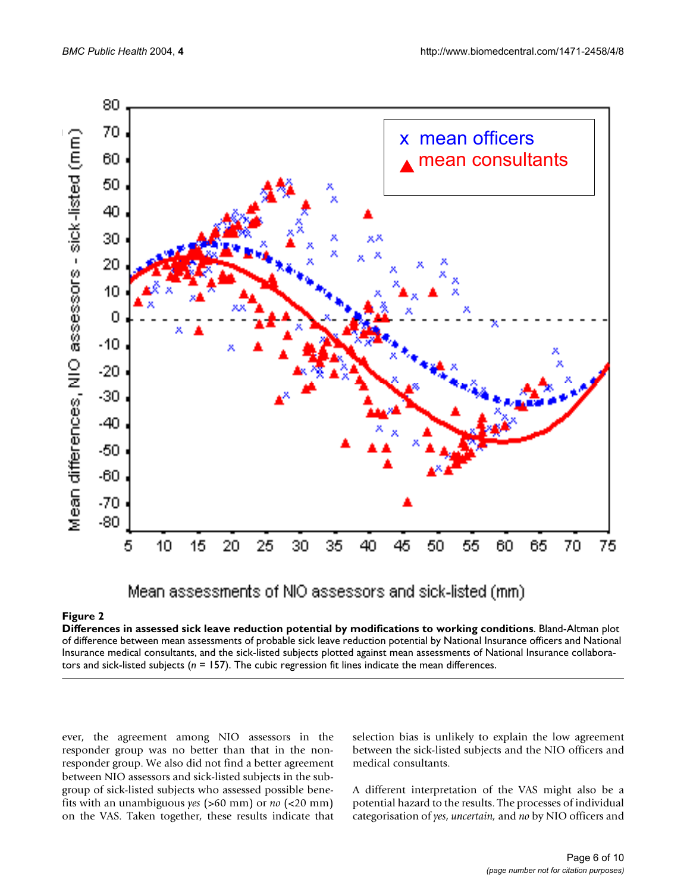**Figure 2**

**Differences in assessed sick leave reduction potential by modifications to working conditions**. Bland-Altman plot of difference between mean assessments of probable sick leave reduction potential by National Insurance officers and National Insurance medical consultants, and the sick-listed subjects plotted against mean assessments of National Insurance collaborators and sick-listed subjects ($n$ = 157). The cubic regression fit lines indicate the mean differences.

ever, the agreement among NIO assessors in the responder group was no better than that in the non-responder group. We also did not find a better agreement between NIO assessors and sick-listed subjects in the sub-group of sick-listed subjects who assessed possible benefits with an unambiguous *yes* (>60 mm) or *no* (<20 mm) on the VAS. Taken together, these results indicate that selection bias is unlikely to explain the low agreement between the sick-listed subjects and the NIO officers and medical consultants.

A different interpretation of the VAS might also be a potential hazard to the results. The processes of individual categorisation of *yes*, *uncertain*, and *no* by NIO officers and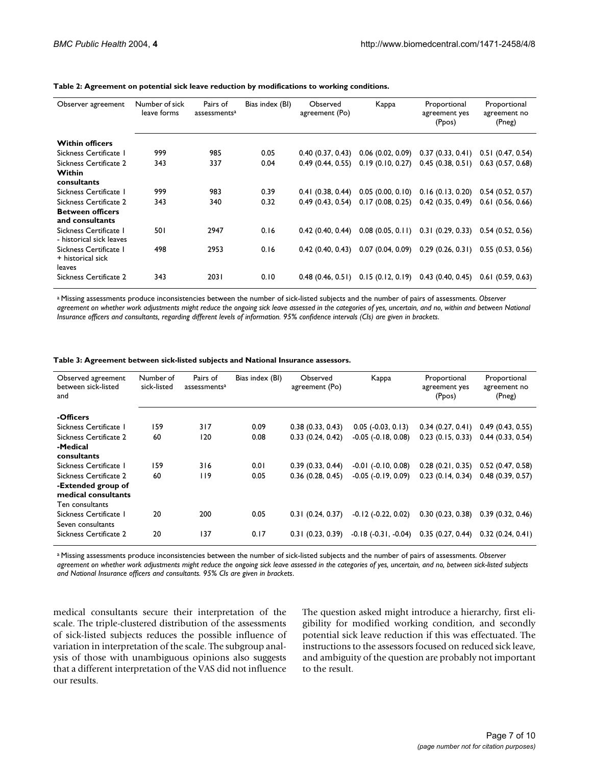**Table 2: Agreement on potential sick leave reduction by modifications to working conditions.**

| Observer agreement | Number of sick leave forms | Pairs of assessments[a] | Bias index (BI) | Observed agreement (Po) | Kappa | Proportional agreement yes (Ppos) | Proportional agreement no (Pneg) |
|---|---|---|---|---|---|---|---|
| **Within officers** | | | | | | | |
| Sickness Certificate 1 | 999 | 985 | 0.05 | 0.40 (0.37, 0.43) | 0.06 (0.02, 0.09) | 0.37 (0.33, 0.41) | 0.51 (0.47, 0.54) |
| Sickness Certificate 2 | 343 | 337 | 0.04 | 0.49 (0.44, 0.55) | 0.19 (0.10, 0.27) | 0.45 (0.38, 0.51) | 0.63 (0.57, 0.68) |
| **Within consultants** | | | | | | | |
| Sickness Certificate 1 | 999 | 983 | 0.39 | 0.41 (0.38, 0.44) | 0.05 (0.00, 0.10) | 0.16 (0.13, 0.20) | 0.54 (0.52, 0.57) |
| Sickness Certificate 2 | 343 | 340 | 0.32 | 0.49 (0.43, 0.54) | 0.17 (0.08, 0.25) | 0.42 (0.35, 0.49) | 0.61 (0.56, 0.66) |
| **Between officers and consultants** | | | | | | | |
| Sickness Certificate 1 - historical sick leaves | 501 | 2947 | 0.16 | 0.42 (0.40, 0.44) | 0.08 (0.05, 0.11) | 0.31 (0.29, 0.33) | 0.54 (0.52, 0.56) |
| Sickness Certificate 1 + historical sick leaves | 498 | 2953 | 0.16 | 0.42 (0.40, 0.43) | 0.07 (0.04, 0.09) | 0.29 (0.26, 0.31) | 0.55 (0.53, 0.56) |
| Sickness Certificate 2 | 343 | 2031 | 0.10 | 0.48 (0.46, 0.51) | 0.15 (0.12, 0.19) | 0.43 (0.40, 0.45) | 0.61 (0.59, 0.63) |

[a] Missing assessments produce inconsistencies between the number of sick-listed subjects and the number of pairs of assessments. *Observer agreement on whether work adjustments might reduce the ongoing sick leave assessed in the categories of yes, uncertain, and no, within and between National Insurance officers and consultants, regarding different levels of information. 95% confidence intervals (CIs) are given in brackets.*

**Table 3: Agreement between sick-listed subjects and National Insurance assessors.**

| Observed agreement between sick-listed and | Number of sick-listed | Pairs of assessments[a] | Bias index (BI) | Observed agreement (Po) | Kappa | Proportional agreement yes (Ppos) | Proportional agreement no (Pneg) |
|---|---|---|---|---|---|---|---|
| **-Officers** | | | | | | | |
| Sickness Certificate 1 | 159 | 317 | 0.09 | 0.38 (0.33, 0.43) | 0.05 (-0.03, 0.13) | 0.34 (0.27, 0.41) | 0.49 (0.43, 0.55) |
| Sickness Certificate 2 | 60 | 120 | 0.08 | 0.33 (0.24, 0.42) | -0.05 (-0.18, 0.08) | 0.23 (0.15, 0.33) | 0.44 (0.33, 0.54) |
| **-Medical consultants** | | | | | | | |
| Sickness Certificate 1 | 159 | 316 | 0.01 | 0.39 (0.33, 0.44) | -0.01 (-0.10, 0.08) | 0.28 (0.21, 0.35) | 0.52 (0.47, 0.58) |
| Sickness Certificate 2 | 60 | 119 | 0.05 | 0.36 (0.28, 0.45) | -0.05 (-0.19, 0.09) | 0.23 (0.14, 0.34) | 0.48 (0.39, 0.57) |
| **-Extended group of medical consultants** | | | | | | | |
| Ten consultants | | | | | | | |
| Sickness Certificate 1 | 20 | 200 | 0.05 | 0.31 (0.24, 0.37) | -0.12 (-0.22, 0.02) | 0.30 (0.23, 0.38) | 0.39 (0.32, 0.46) |
| Seven consultants | | | | | | | |
| Sickness Certificate 2 | 20 | 137 | 0.17 | 0.31 (0.23, 0.39) | -0.18 (-0.31, -0.04) | 0.35 (0.27, 0.44) | 0.32 (0.24, 0.41) |

[a] Missing assessments produce inconsistencies between the number of sick-listed subjects and the number of pairs of assessments. *Observer agreement on whether work adjustments might reduce the ongoing sick leave assessed in the categories of yes, uncertain, and no, between sick-listed subjects and National Insurance officers and consultants. 95% CIs are given in brackets.*

medical consultants secure their interpretation of the scale. The triple-clustered distribution of the assessments of sick-listed subjects reduces the possible influence of variation in interpretation of the scale. The subgroup analysis of those with unambiguous opinions also suggests that a different interpretation of the VAS did not influence our results.

The question asked might introduce a hierarchy, first eligibility for modified working condition, and secondly potential sick leave reduction if this was effectuated. The instructions to the assessors focused on reduced sick leave, and ambiguity of the question are probably not important to the result.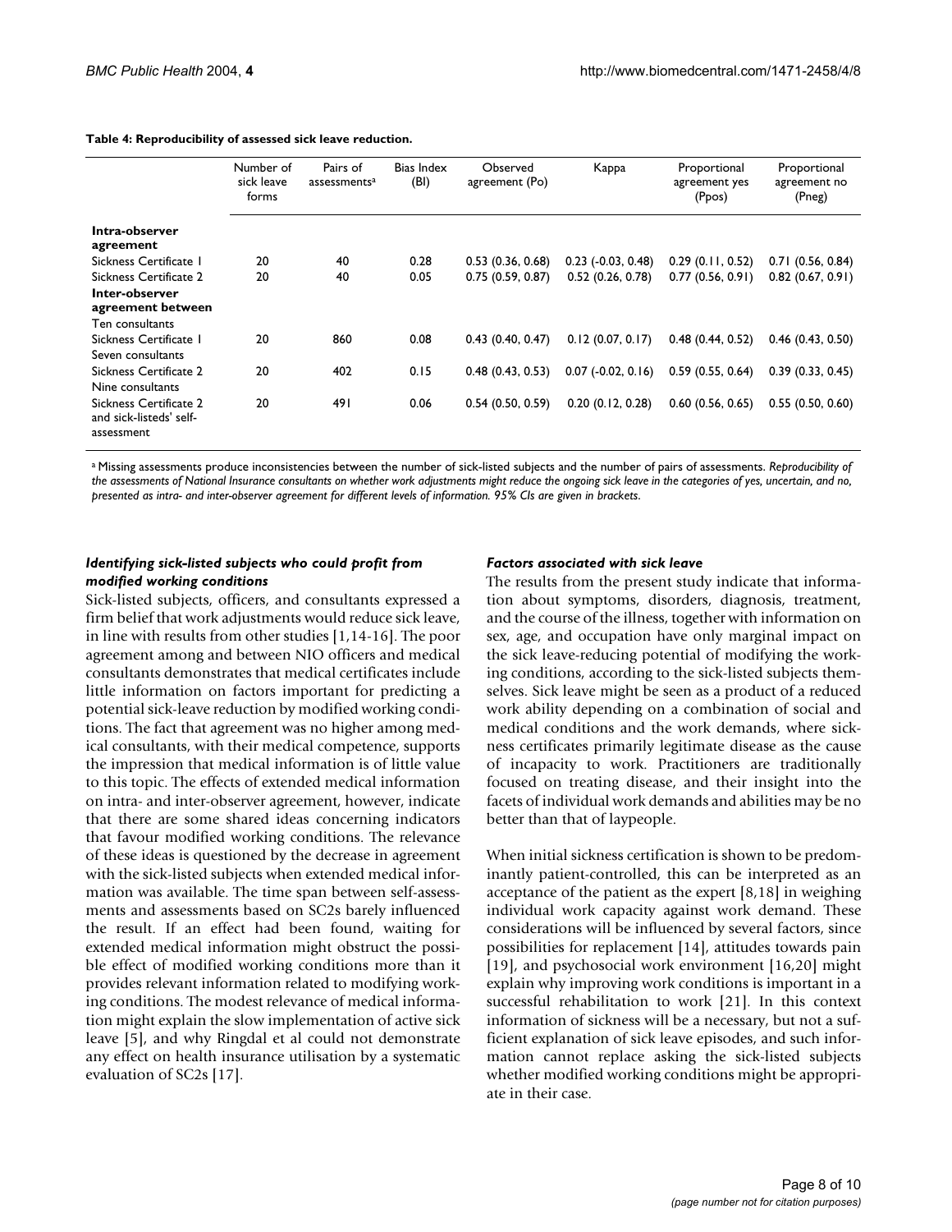**Table 4: Reproducibility of assessed sick leave reduction.**

| | Number of sick leave forms | Pairs of assessments[a] | Bias Index (BI) | Observed agreement (Po) | Kappa | Proportional agreement yes (Ppos) | Proportional agreement no (Pneg) |
|---|---|---|---|---|---|---|---|
| **Intra-observer agreement** | | | | | | | |
| Sickness Certificate 1 | 20 | 40 | 0.28 | 0.53 (0.36, 0.68) | 0.23 (-0.03, 0.48) | 0.29 (0.11, 0.52) | 0.71 (0.56, 0.84) |
| Sickness Certificate 2 | 20 | 40 | 0.05 | 0.75 (0.59, 0.87) | 0.52 (0.26, 0.78) | 0.77 (0.56, 0.91) | 0.82 (0.67, 0.91) |
| **Inter-observer agreement between** | | | | | | | |
| Ten consultants | | | | | | | |
| Sickness Certificate 1 | 20 | 860 | 0.08 | 0.43 (0.40, 0.47) | 0.12 (0.07, 0.17) | 0.48 (0.44, 0.52) | 0.46 (0.43, 0.50) |
| Seven consultants | | | | | | | |
| Sickness Certificate 2 | 20 | 402 | 0.15 | 0.48 (0.43, 0.53) | 0.07 (-0.02, 0.16) | 0.59 (0.55, 0.64) | 0.39 (0.33, 0.45) |
| Nine consultants | | | | | | | |
| Sickness Certificate 2 and sick-listeds' self-assessment | 20 | 491 | 0.06 | 0.54 (0.50, 0.59) | 0.20 (0.12, 0.28) | 0.60 (0.56, 0.65) | 0.55 (0.50, 0.60) |

[a] Missing assessments produce inconsistencies between the number of sick-listed subjects and the number of pairs of assessments. *Reproducibility of the assessments of National Insurance consultants on whether work adjustments might reduce the ongoing sick leave in the categories of yes, uncertain, and no, presented as intra- and inter-observer agreement for different levels of information. 95% CIs are given in brackets.*

### *Identifying sick-listed subjects who could profit from modified working conditions*

Sick-listed subjects, officers, and consultants expressed a firm belief that work adjustments would reduce sick leave, in line with results from other studies [1,14-16]. The poor agreement among and between NIO officers and medical consultants demonstrates that medical certificates include little information on factors important for predicting a potential sick-leave reduction by modified working conditions. The fact that agreement was no higher among medical consultants, with their medical competence, supports the impression that medical information is of little value to this topic. The effects of extended medical information on intra- and inter-observer agreement, however, indicate that there are some shared ideas concerning indicators that favour modified working conditions. The relevance of these ideas is questioned by the decrease in agreement with the sick-listed subjects when extended medical information was available. The time span between self-assessments and assessments based on SC2s barely influenced the result. If an effect had been found, waiting for extended medical information might obstruct the possible effect of modified working conditions more than it provides relevant information related to modifying working conditions. The modest relevance of medical information might explain the slow implementation of active sick leave [5], and why Ringdal et al could not demonstrate any effect on health insurance utilisation by a systematic evaluation of SC2s [17].

### *Factors associated with sick leave*

The results from the present study indicate that information about symptoms, disorders, diagnosis, treatment, and the course of the illness, together with information on sex, age, and occupation have only marginal impact on the sick leave-reducing potential of modifying the working conditions, according to the sick-listed subjects themselves. Sick leave might be seen as a product of a reduced work ability depending on a combination of social and medical conditions and the work demands, where sickness certificates primarily legitimate disease as the cause of incapacity to work. Practitioners are traditionally focused on treating disease, and their insight into the facets of individual work demands and abilities may be no better than that of laypeople.

When initial sickness certification is shown to be predominantly patient-controlled, this can be interpreted as an acceptance of the patient as the expert [8,18] in weighing individual work capacity against work demand. These considerations will be influenced by several factors, since possibilities for replacement [14], attitudes towards pain [19], and psychosocial work environment [16,20] might explain why improving work conditions is important in a successful rehabilitation to work [21]. In this context information of sickness will be a necessary, but not a sufficient explanation of sick leave episodes, and such information cannot replace asking the sick-listed subjects whether modified working conditions might be appropriate in their case.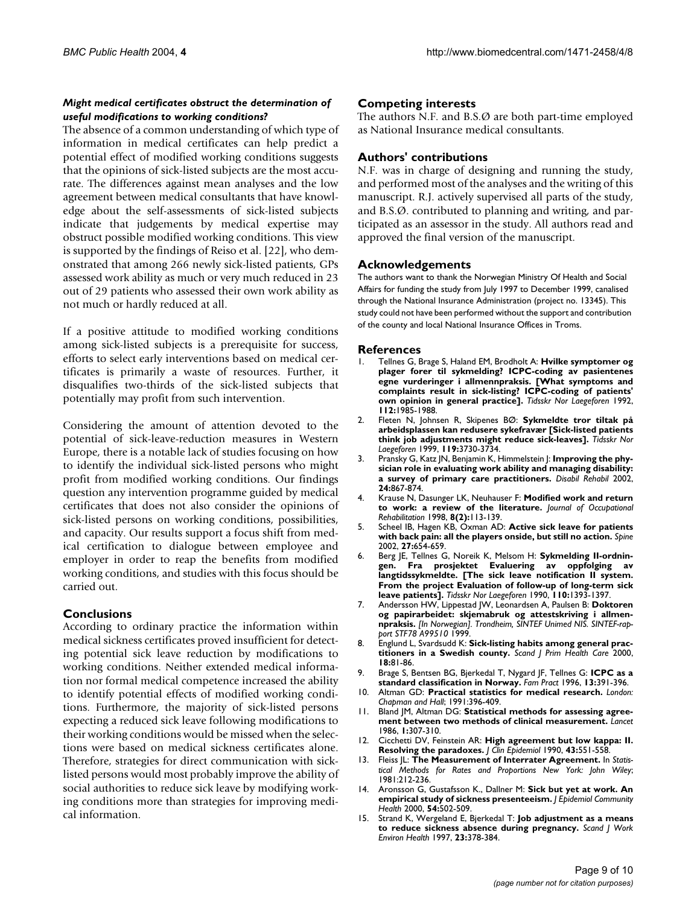### *Might medical certificates obstruct the determination of useful modifications to working conditions?*

The absence of a common understanding of which type of information in medical certificates can help predict a potential effect of modified working conditions suggests that the opinions of sick-listed subjects are the most accurate. The differences against mean analyses and the low agreement between medical consultants that have knowledge about the self-assessments of sick-listed subjects indicate that judgements by medical expertise may obstruct possible modified working conditions. This view is supported by the findings of Reiso et al. [22], who demonstrated that among 266 newly sick-listed patients, GPs assessed work ability as much or very much reduced in 23 out of 29 patients who assessed their own work ability as not much or hardly reduced at all.

If a positive attitude to modified working conditions among sick-listed subjects is a prerequisite for success, efforts to select early interventions based on medical certificates is primarily a waste of resources. Further, it disqualifies two-thirds of the sick-listed subjects that potentially may profit from such intervention.

Considering the amount of attention devoted to the potential of sick-leave-reduction measures in Western Europe, there is a notable lack of studies focusing on how to identify the individual sick-listed persons who might profit from modified working conditions. Our findings question any intervention programme guided by medical certificates that does not also consider the opinions of sick-listed persons on working conditions, possibilities, and capacity. Our results support a focus shift from medical certification to dialogue between employee and employer in order to reap the benefits from modified working conditions, and studies with this focus should be carried out.

## Conclusions

According to ordinary practice the information within medical sickness certificates proved insufficient for detecting potential sick leave reduction by modifications to working conditions. Neither extended medical information nor formal medical competence increased the ability to identify potential effects of modified working conditions. Furthermore, the majority of sick-listed persons expecting a reduced sick leave following modifications to their working conditions would be missed when the selections were based on medical sickness certificates alone. Therefore, strategies for direct communication with sick-listed persons would most probably improve the ability of social authorities to reduce sick leave by modifying working conditions more than strategies for improving medical information.

## Competing interests

The authors N.F. and B.S.Ø are both part-time employed as National Insurance medical consultants.

## Authors' contributions

N.F. was in charge of designing and running the study, and performed most of the analyses and the writing of this manuscript. R.J. actively supervised all parts of the study, and B.S.Ø. contributed to planning and writing, and participated as an assessor in the study. All authors read and approved the final version of the manuscript.

## Acknowledgements

The authors want to thank the Norwegian Ministry Of Health and Social Affairs for funding the study from July 1997 to December 1999, canalised through the National Insurance Administration (project no. 13345). This study could not have been performed without the support and contribution of the county and local National Insurance Offices in Troms.

## References

1. Tellnes G, Brage S, Haland EM, Brodholt A: **Hvilke symptomer og plager forer til sykmelding? ICPC-coding av pasientenes egne vurderinger i allmennpraksis. [What symptoms and complaints result in sick-listing? ICPC-coding of patients' own opinion in general practice].** *Tidsskr Nor Laegeforen* 1992, **112:**1985-1988.
2. Fleten N, Johnsen R, Skipenes BØ: **Sykmeldte tror tiltak på arbeidsplassen kan redusere sykefravær [Sick-listed patients think job adjustments might reduce sick-leaves].** *Tidsskr Nor Laegeforen* 1999, **119:**3730-3734.
3. Pransky G, Katz JN, Benjamin K, Himmelstein J: **Improving the physician role in evaluating work ability and managing disability: a survey of primary care practitioners.** *Disabil Rehabil* 2002, **24:**867-874.
4. Krause N, Dasunger LK, Neuhauser F: **Modified work and return to work: a review of the literature.** *Journal of Occupational Rehabilitation* 1998, **8(2):**113-139.
5. Scheel IB, Hagen KB, Oxman AD: **Active sick leave for patients with back pain: all the players onside, but still no action.** *Spine* 2002, **27:**654-659.
6. Berg JE, Tellnes G, Noreik K, Melsom H: **Sykmelding II-ordningen. Fra prosjektet Evaluering av oppfolging av langtidssykmeldte. [The sick leave notification II system. From the project Evaluation of follow-up of long-term sick leave patients].** *Tidsskr Nor Laegeforen* 1990, **110:**1393-1397.
7. Andersson HW, Lippestad JW, Leonardsen A, Paulsen B: **Doktoren og papirarbeidet: skjemabruk og attestskriving i allmennpraksis.** *[In Norwegian]. Trondheim, SINTEF Unimed NIS. SINTEF-rapport STF78 A99510* 1999.
8. Englund L, Svardsudd K: **Sick-listing habits among general practitioners in a Swedish county.** *Scand J Prim Health Care* 2000, **18:**81-86.
9. Brage S, Bentsen BG, Bjerkedal T, Nygard JF, Tellnes G: **ICPC as a standard classification in Norway.** *Fam Pract* 1996, **13:**391-396.
10. Altman GD: **Practical statistics for medical research.** *London: Chapman and Hall*; 1991:396-409.
11. Bland JM, Altman DG: **Statistical methods for assessing agreement between two methods of clinical measurement.** *Lancet* 1986, **1:**307-310.
12. Cicchetti DV, Feinstein AR: **High agreement but low kappa: II. Resolving the paradoxes.** *J Clin Epidemiol* 1990, **43:**551-558.
13. Fleiss JL: **The Measurement of Interrater Agreement.** In *Statistical Methods for Rates and Proportions New York: John Wiley*; 1981:212-236.
14. Aronsson G, Gustafsson K., Dallner M: **Sick but yet at work. An empirical study of sickness presenteeism.** *J Epidemiol Community Health* 2000, **54:**502-509.
15. Strand K, Wergeland E, Bjerkedal T: **Job adjustment as a means to reduce sickness absence during pregnancy.** *Scand J Work Environ Health* 1997, **23:**378-384.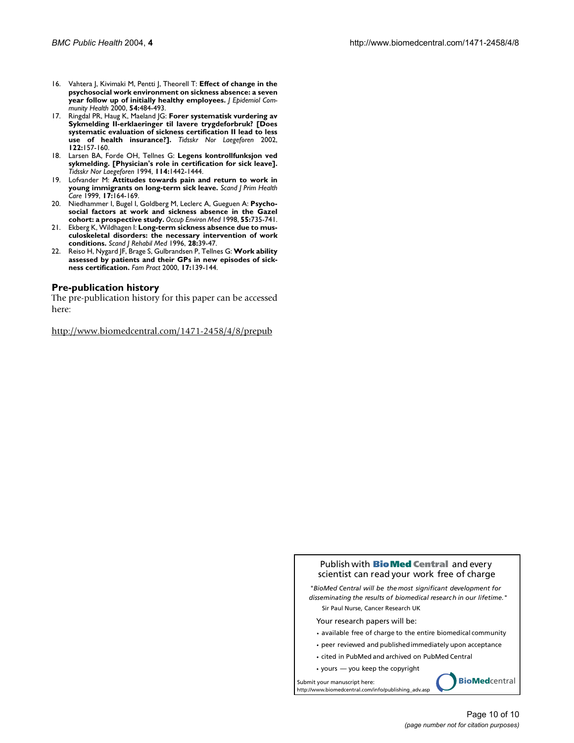16. Vahtera J, Kivimaki M, Pentti J, Theorell T: **Effect of change in the psychosocial work environment on sickness absence: a seven year follow up of initially healthy employees.** *J Epidemiol Community Health* 2000, **54:**484-493.
17. Ringdal PR, Haug K, Maeland JG: **Forer systematisk vurdering av Sykmelding II-erklaeringer til lavere trygdeforbruk? [Does systematic evaluation of sickness certification II lead to less use of health insurance?].** *Tidsskr Nor Laegeforen* 2002, **122:**157-160.
18. Larsen BA, Forde OH, Tellnes G: **Legens kontrollfunksjon ved sykmelding. [Physician's role in certification for sick leave].** *Tidsskr Nor Laegeforen* 1994, **114:**1442-1444.
19. Lofvander M: **Attitudes towards pain and return to work in young immigrants on long-term sick leave.** *Scand J Prim Health Care* 1999, **17:**164-169.
20. Niedhammer I, Bugel I, Goldberg M, Leclerc A, Gueguen A: **Psychosocial factors at work and sickness absence in the Gazel cohort: a prospective study.** *Occup Environ Med* 1998, **55:**735-741.
21. Ekberg K, Wildhagen I: **Long-term sickness absence due to musculoskeletal disorders: the necessary intervention of work conditions.** *Scand J Rehabil Med* 1996, **28:**39-47.
22. Reiso H, Nygard JF, Brage S, Gulbrandsen P, Tellnes G: **Work ability assessed by patients and their GPs in new episodes of sickness certification.** *Fam Pract* 2000, **17:**139-144.

## Pre-publication history

The pre-publication history for this paper can be accessed here:

http://www.biomedcentral.com/1471-2458/4/8/prepub

Publish with **BioMed Central** and every scientist can read your work free of charge

*"BioMed Central will be the most significant development for disseminating the results of biomedical research in our lifetime."*

Sir Paul Nurse, Cancer Research UK

Your research papers will be:

- available free of charge to the entire biomedical community
- peer reviewed and published immediately upon acceptance
- cited in PubMed and archived on PubMed Central
- yours — you keep the copyright

Submit your manuscript here:
http://www.biomedcentral.com/info/publishing_adv.asp

**BioMed**central